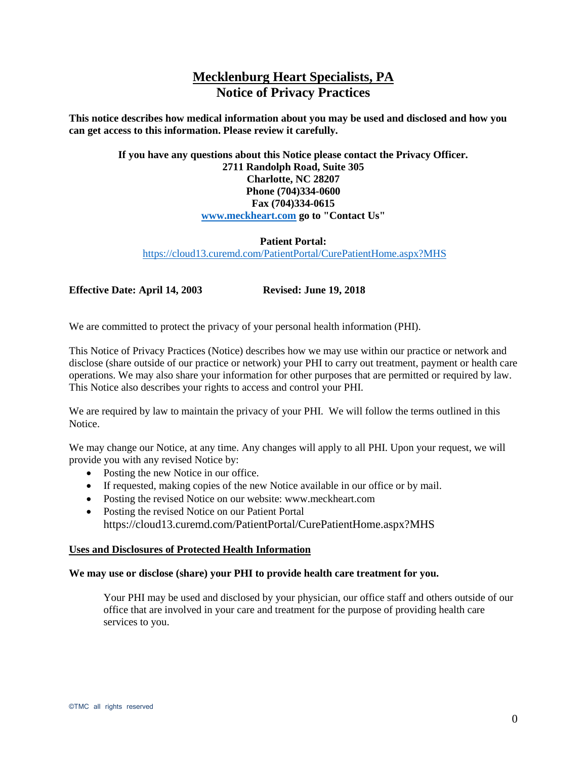# Mecklenburg Heart Specialists, PA

## Notice of Privacy Practices

**This notice describes how medical information about you may be used and disclosed and how you can get access to this information. Please review it carefully.**

**If you have any questions about this Notice please contact the Privacy Officer.**
**2711 Randolph Road, Suite 305**
**Charlotte, NC 28207**
**Phone (704)334-0600**
**Fax (704)334-0615**
**[www.meckheart.com](http://www.meckheart.com) go to "Contact Us"**

**Patient Portal:**
[https://cloud13.curemd.com/PatientPortal/CurePatientHome.aspx?MHS](https://cloud13.curemd.com/PatientPortal/CurePatientHome.aspx?MHS)

**Effective Date: April 14, 2003** **Revised: June 19, 2018**

We are committed to protect the privacy of your personal health information (PHI).

This Notice of Privacy Practices (Notice) describes how we may use within our practice or network and disclose (share outside of our practice or network) your PHI to carry out treatment, payment or health care operations. We may also share your information for other purposes that are permitted or required by law. This Notice also describes your rights to access and control your PHI.

We are required by law to maintain the privacy of your PHI. We will follow the terms outlined in this Notice.

We may change our Notice, at any time. Any changes will apply to all PHI. Upon your request, we will provide you with any revised Notice by:

- Posting the new Notice in our office.
- If requested, making copies of the new Notice available in our office or by mail.
- Posting the revised Notice on our website: www.meckheart.com
- Posting the revised Notice on our Patient Portal https://cloud13.curemd.com/PatientPortal/CurePatientHome.aspx?MHS

### Uses and Disclosures of Protected Health Information

**We may use or disclose (share) your PHI to provide health care treatment for you.**

Your PHI may be used and disclosed by your physician, our office staff and others outside of our office that are involved in your care and treatment for the purpose of providing health care services to you.

©TMC all rights reserved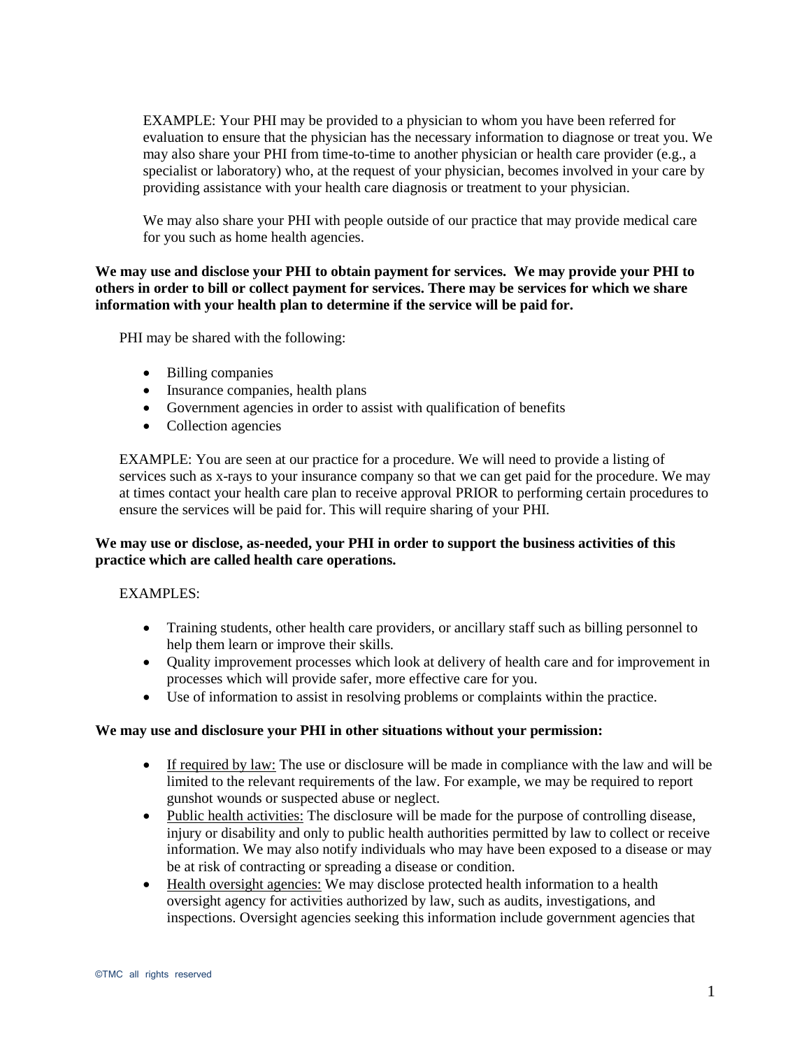EXAMPLE: Your PHI may be provided to a physician to whom you have been referred for evaluation to ensure that the physician has the necessary information to diagnose or treat you. We may also share your PHI from time-to-time to another physician or health care provider (e.g., a specialist or laboratory) who, at the request of your physician, becomes involved in your care by providing assistance with your health care diagnosis or treatment to your physician.

We may also share your PHI with people outside of our practice that may provide medical care for you such as home health agencies.

**We may use and disclose your PHI to obtain payment for services. We may provide your PHI to others in order to bill or collect payment for services. There may be services for which we share information with your health plan to determine if the service will be paid for.**

PHI may be shared with the following:

- Billing companies
- Insurance companies, health plans
- Government agencies in order to assist with qualification of benefits
- Collection agencies

EXAMPLE: You are seen at our practice for a procedure. We will need to provide a listing of services such as x-rays to your insurance company so that we can get paid for the procedure. We may at times contact your health care plan to receive approval PRIOR to performing certain procedures to ensure the services will be paid for. This will require sharing of your PHI.

**We may use or disclose, as-needed, your PHI in order to support the business activities of this practice which are called health care operations.**

EXAMPLES:

- Training students, other health care providers, or ancillary staff such as billing personnel to help them learn or improve their skills.
- Quality improvement processes which look at delivery of health care and for improvement in processes which will provide safer, more effective care for you.
- Use of information to assist in resolving problems or complaints within the practice.

**We may use and disclosure your PHI in other situations without your permission:**

- <u>If required by law:</u> The use or disclosure will be made in compliance with the law and will be limited to the relevant requirements of the law. For example, we may be required to report gunshot wounds or suspected abuse or neglect.
- <u>Public health activities:</u> The disclosure will be made for the purpose of controlling disease, injury or disability and only to public health authorities permitted by law to collect or receive information. We may also notify individuals who may have been exposed to a disease or may be at risk of contracting or spreading a disease or condition.
- <u>Health oversight agencies:</u> We may disclose protected health information to a health oversight agency for activities authorized by law, such as audits, investigations, and inspections. Oversight agencies seeking this information include government agencies that

©TMC all rights reserved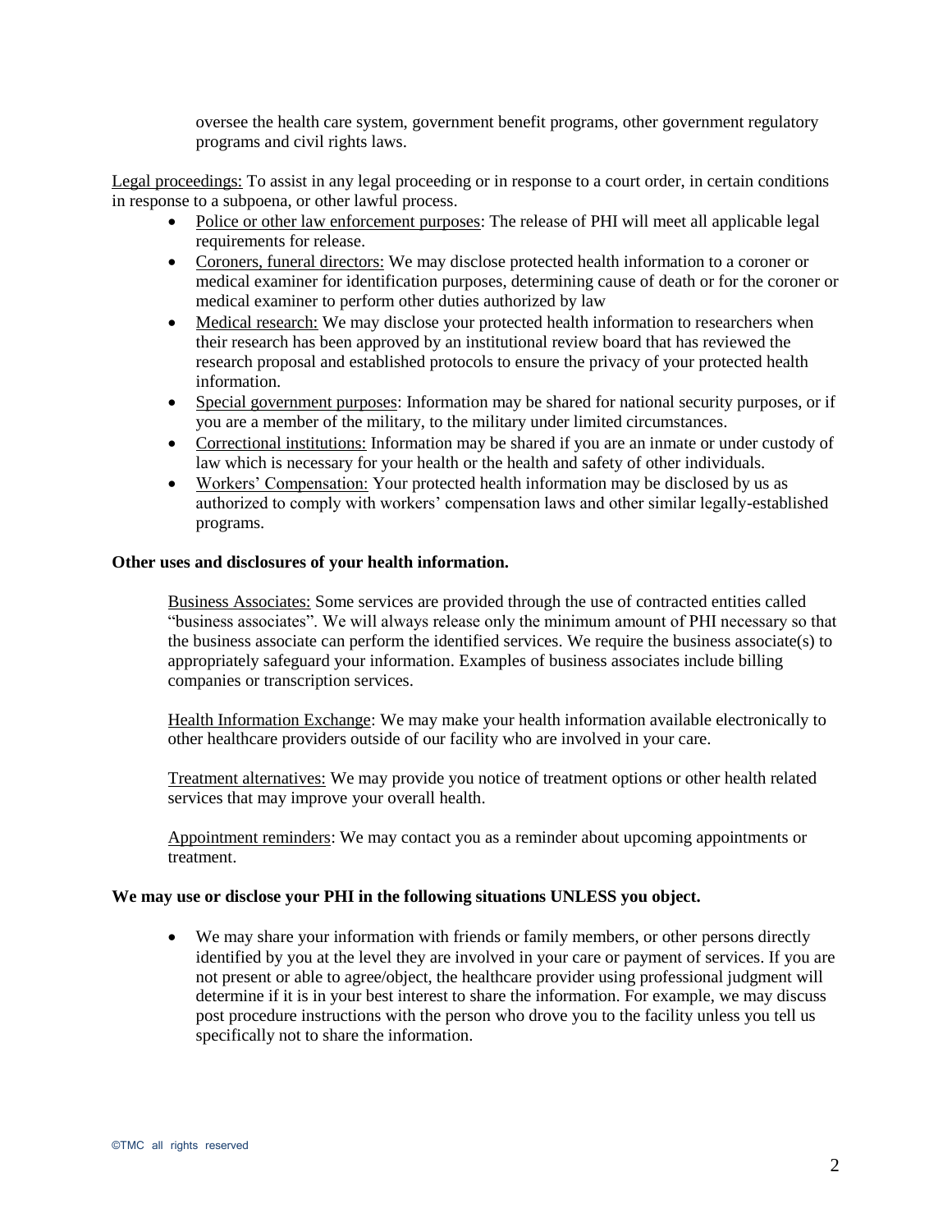oversee the health care system, government benefit programs, other government regulatory programs and civil rights laws.

Legal proceedings: To assist in any legal proceeding or in response to a court order, in certain conditions in response to a subpoena, or other lawful process.

- Police or other law enforcement purposes: The release of PHI will meet all applicable legal requirements for release.
- Coroners, funeral directors: We may disclose protected health information to a coroner or medical examiner for identification purposes, determining cause of death or for the coroner or medical examiner to perform other duties authorized by law
- Medical research: We may disclose your protected health information to researchers when their research has been approved by an institutional review board that has reviewed the research proposal and established protocols to ensure the privacy of your protected health information.
- Special government purposes: Information may be shared for national security purposes, or if you are a member of the military, to the military under limited circumstances.
- Correctional institutions: Information may be shared if you are an inmate or under custody of law which is necessary for your health or the health and safety of other individuals.
- Workers' Compensation: Your protected health information may be disclosed by us as authorized to comply with workers' compensation laws and other similar legally-established programs.

**Other uses and disclosures of your health information.**

Business Associates: Some services are provided through the use of contracted entities called "business associates". We will always release only the minimum amount of PHI necessary so that the business associate can perform the identified services. We require the business associate(s) to appropriately safeguard your information. Examples of business associates include billing companies or transcription services.

Health Information Exchange: We may make your health information available electronically to other healthcare providers outside of our facility who are involved in your care.

Treatment alternatives: We may provide you notice of treatment options or other health related services that may improve your overall health.

Appointment reminders: We may contact you as a reminder about upcoming appointments or treatment.

**We may use or disclose your PHI in the following situations UNLESS you object.**

- We may share your information with friends or family members, or other persons directly identified by you at the level they are involved in your care or payment of services. If you are not present or able to agree/object, the healthcare provider using professional judgment will determine if it is in your best interest to share the information. For example, we may discuss post procedure instructions with the person who drove you to the facility unless you tell us specifically not to share the information.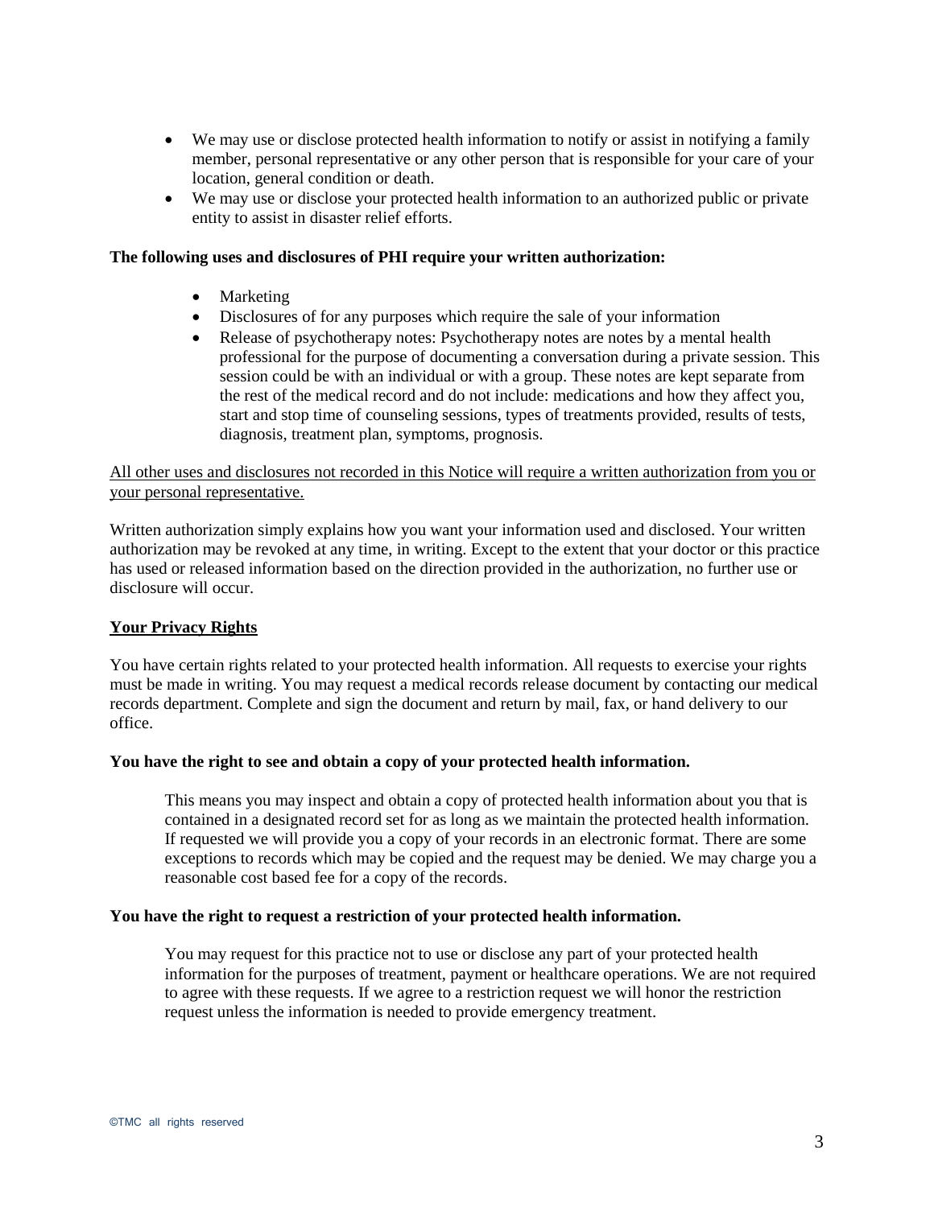- We may use or disclose protected health information to notify or assist in notifying a family member, personal representative or any other person that is responsible for your care of your location, general condition or death.
- We may use or disclose your protected health information to an authorized public or private entity to assist in disaster relief efforts.

**The following uses and disclosures of PHI require your written authorization:**

- Marketing
- Disclosures of for any purposes which require the sale of your information
- Release of psychotherapy notes: Psychotherapy notes are notes by a mental health professional for the purpose of documenting a conversation during a private session. This session could be with an individual or with a group. These notes are kept separate from the rest of the medical record and do not include: medications and how they affect you, start and stop time of counseling sessions, types of treatments provided, results of tests, diagnosis, treatment plan, symptoms, prognosis.

<u>All other uses and disclosures not recorded in this Notice will require a written authorization from you or your personal representative.</u>

Written authorization simply explains how you want your information used and disclosed. Your written authorization may be revoked at any time, in writing. Except to the extent that your doctor or this practice has used or released information based on the direction provided in the authorization, no further use or disclosure will occur.

**<u>Your Privacy Rights</u>**

You have certain rights related to your protected health information. All requests to exercise your rights must be made in writing. You may request a medical records release document by contacting our medical records department. Complete and sign the document and return by mail, fax, or hand delivery to our office.

**You have the right to see and obtain a copy of your protected health information.**

This means you may inspect and obtain a copy of protected health information about you that is contained in a designated record set for as long as we maintain the protected health information. If requested we will provide you a copy of your records in an electronic format. There are some exceptions to records which may be copied and the request may be denied. We may charge you a reasonable cost based fee for a copy of the records.

**You have the right to request a restriction of your protected health information.**

You may request for this practice not to use or disclose any part of your protected health information for the purposes of treatment, payment or healthcare operations. We are not required to agree with these requests. If we agree to a restriction request we will honor the restriction request unless the information is needed to provide emergency treatment.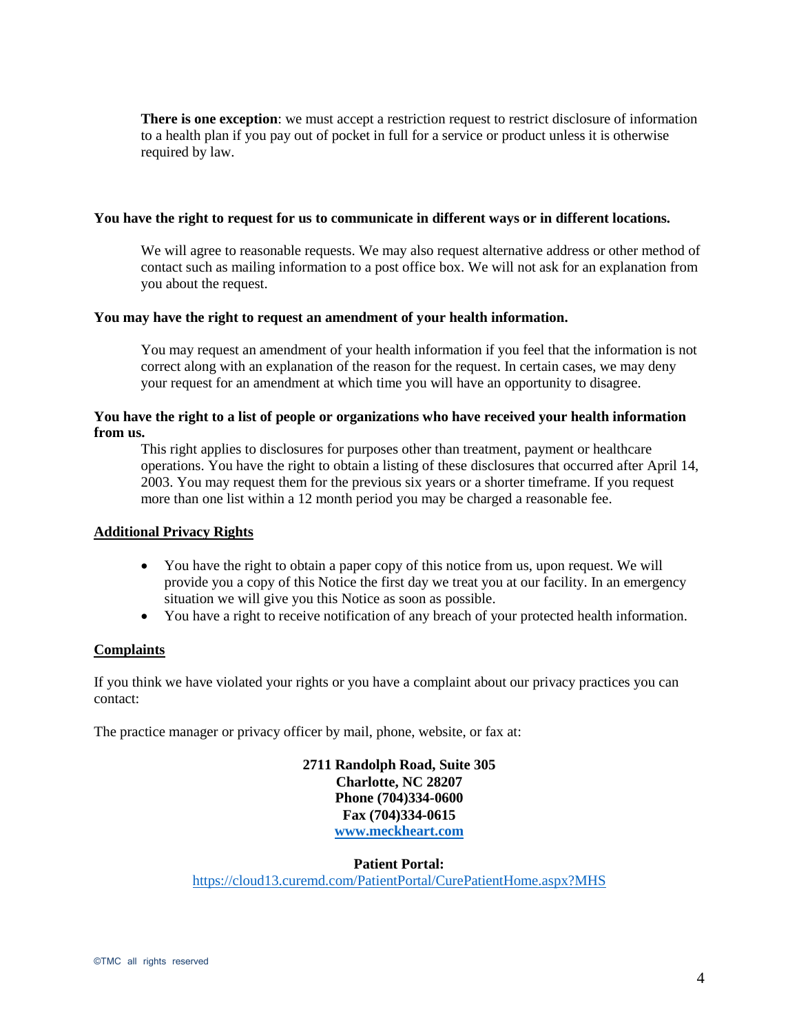**There is one exception**: we must accept a restriction request to restrict disclosure of information to a health plan if you pay out of pocket in full for a service or product unless it is otherwise required by law.

**You have the right to request for us to communicate in different ways or in different locations.**

We will agree to reasonable requests. We may also request alternative address or other method of contact such as mailing information to a post office box. We will not ask for an explanation from you about the request.

**You may have the right to request an amendment of your health information.**

You may request an amendment of your health information if you feel that the information is not correct along with an explanation of the reason for the request. In certain cases, we may deny your request for an amendment at which time you will have an opportunity to disagree.

**You have the right to a list of people or organizations who have received your health information from us.**

This right applies to disclosures for purposes other than treatment, payment or healthcare operations. You have the right to obtain a listing of these disclosures that occurred after April 14, 2003. You may request them for the previous six years or a shorter timeframe. If you request more than one list within a 12 month period you may be charged a reasonable fee.

**Additional Privacy Rights**

- You have the right to obtain a paper copy of this notice from us, upon request. We will provide you a copy of this Notice the first day we treat you at our facility. In an emergency situation we will give you this Notice as soon as possible.
- You have a right to receive notification of any breach of your protected health information.

**Complaints**

If you think we have violated your rights or you have a complaint about our privacy practices you can contact:

The practice manager or privacy officer by mail, phone, website, or fax at:

**2711 Randolph Road, Suite 305**
**Charlotte, NC 28207**
**Phone (704)334-0600**
**Fax (704)334-0615**
**www.meckheart.com**

**Patient Portal:**
https://cloud13.curemd.com/PatientPortal/CurePatientHome.aspx?MHS

©TMC all rights reserved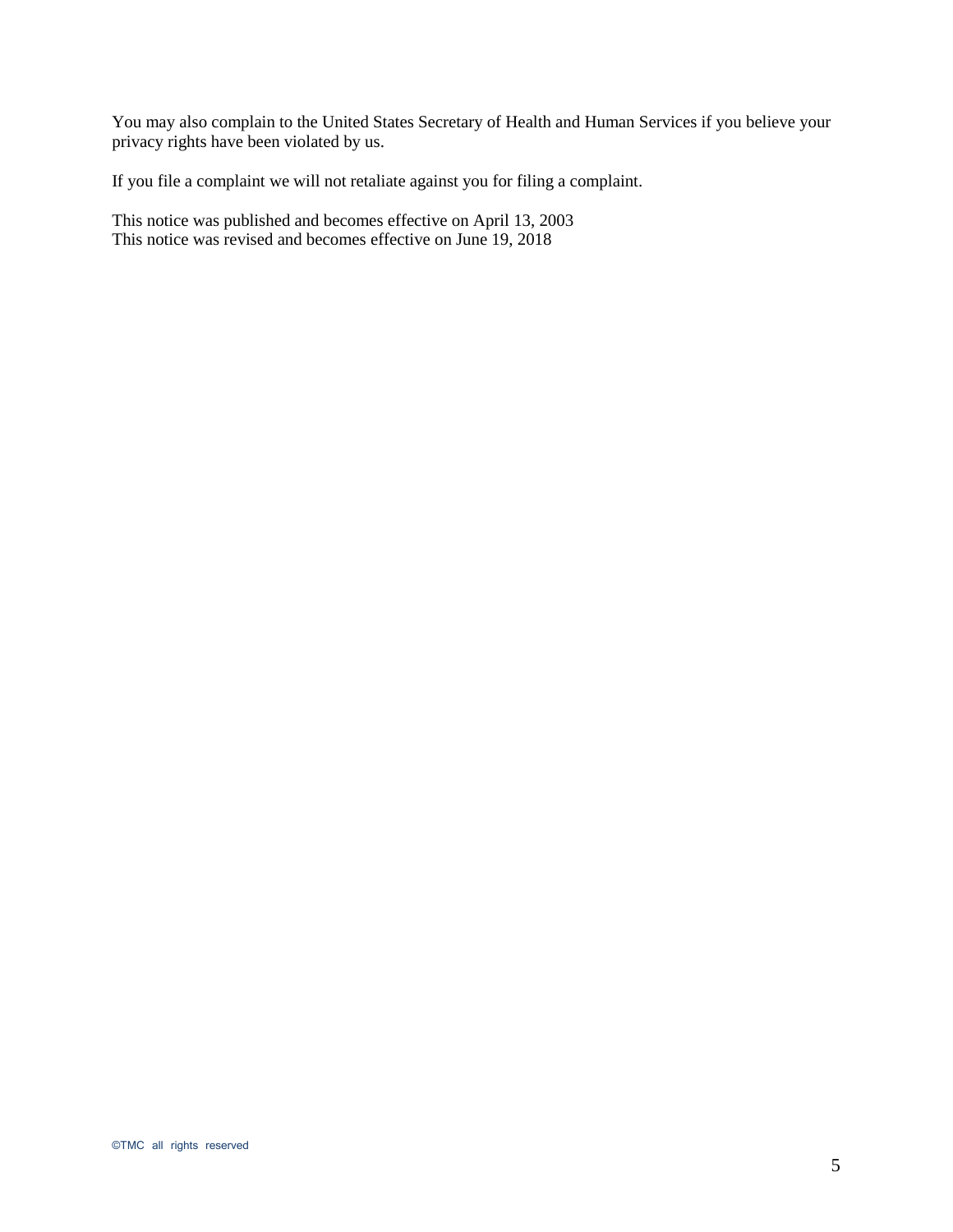You may also complain to the United States Secretary of Health and Human Services if you believe your privacy rights have been violated by us.

If you file a complaint we will not retaliate against you for filing a complaint.

This notice was published and becomes effective on April 13, 2003
This notice was revised and becomes effective on June 19, 2018

©TMC all rights reserved